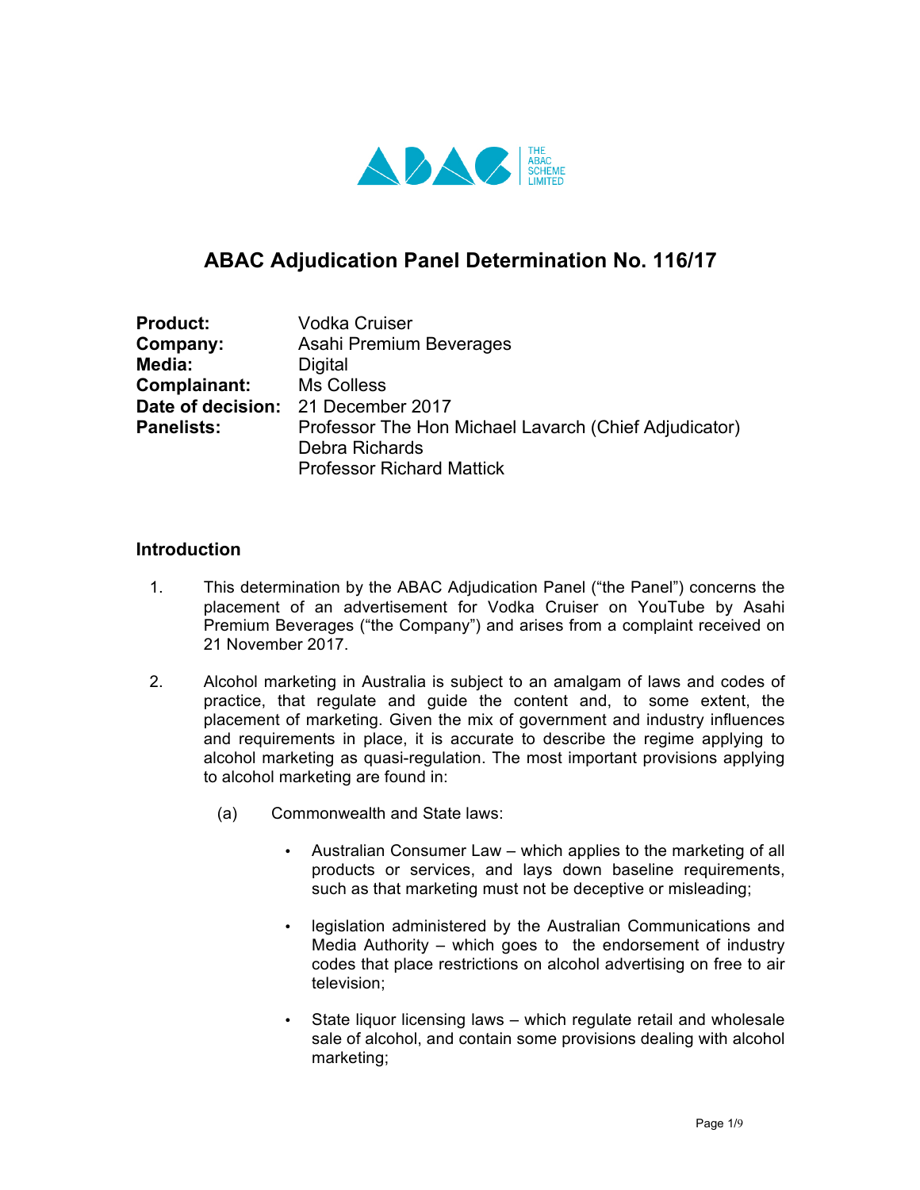# ABAC Adjudication Panel Determination No. 116/17

**Product:** Vodka Cruiser
**Company:** Asahi Premium Beverages
**Media:** Digital
**Complainant:** Ms Colless
**Date of decision:** 21 December 2017
**Panelists:** Professor The Hon Michael Lavarch (Chief Adjudicator)
Debra Richards
Professor Richard Mattick

## Introduction

1. This determination by the ABAC Adjudication Panel ("the Panel") concerns the placement of an advertisement for Vodka Cruiser on YouTube by Asahi Premium Beverages ("the Company") and arises from a complaint received on 21 November 2017.

2. Alcohol marketing in Australia is subject to an amalgam of laws and codes of practice, that regulate and guide the content and, to some extent, the placement of marketing. Given the mix of government and industry influences and requirements in place, it is accurate to describe the regime applying to alcohol marketing as quasi-regulation. The most important provisions applying to alcohol marketing are found in:

   (a) Commonwealth and State laws:

   - Australian Consumer Law – which applies to the marketing of all products or services, and lays down baseline requirements, such as that marketing must not be deceptive or misleading;
   - legislation administered by the Australian Communications and Media Authority – which goes to the endorsement of industry codes that place restrictions on alcohol advertising on free to air television;
   - State liquor licensing laws – which regulate retail and wholesale sale of alcohol, and contain some provisions dealing with alcohol marketing;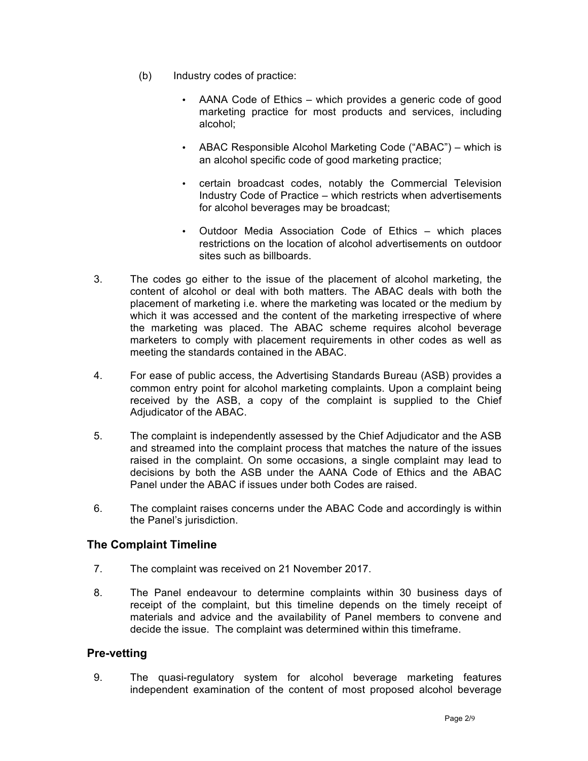(b) Industry codes of practice:

- AANA Code of Ethics – which provides a generic code of good marketing practice for most products and services, including alcohol;
- ABAC Responsible Alcohol Marketing Code ("ABAC") – which is an alcohol specific code of good marketing practice;
- certain broadcast codes, notably the Commercial Television Industry Code of Practice – which restricts when advertisements for alcohol beverages may be broadcast;
- Outdoor Media Association Code of Ethics – which places restrictions on the location of alcohol advertisements on outdoor sites such as billboards.

3. The codes go either to the issue of the placement of alcohol marketing, the content of alcohol or deal with both matters. The ABAC deals with both the placement of marketing i.e. where the marketing was located or the medium by which it was accessed and the content of the marketing irrespective of where the marketing was placed. The ABAC scheme requires alcohol beverage marketers to comply with placement requirements in other codes as well as meeting the standards contained in the ABAC.

4. For ease of public access, the Advertising Standards Bureau (ASB) provides a common entry point for alcohol marketing complaints. Upon a complaint being received by the ASB, a copy of the complaint is supplied to the Chief Adjudicator of the ABAC.

5. The complaint is independently assessed by the Chief Adjudicator and the ASB and streamed into the complaint process that matches the nature of the issues raised in the complaint. On some occasions, a single complaint may lead to decisions by both the ASB under the AANA Code of Ethics and the ABAC Panel under the ABAC if issues under both Codes are raised.

6. The complaint raises concerns under the ABAC Code and accordingly is within the Panel's jurisdiction.

## The Complaint Timeline

7. The complaint was received on 21 November 2017.

8. The Panel endeavour to determine complaints within 30 business days of receipt of the complaint, but this timeline depends on the timely receipt of materials and advice and the availability of Panel members to convene and decide the issue. The complaint was determined within this timeframe.

## Pre-vetting

9. The quasi-regulatory system for alcohol beverage marketing features independent examination of the content of most proposed alcohol beverage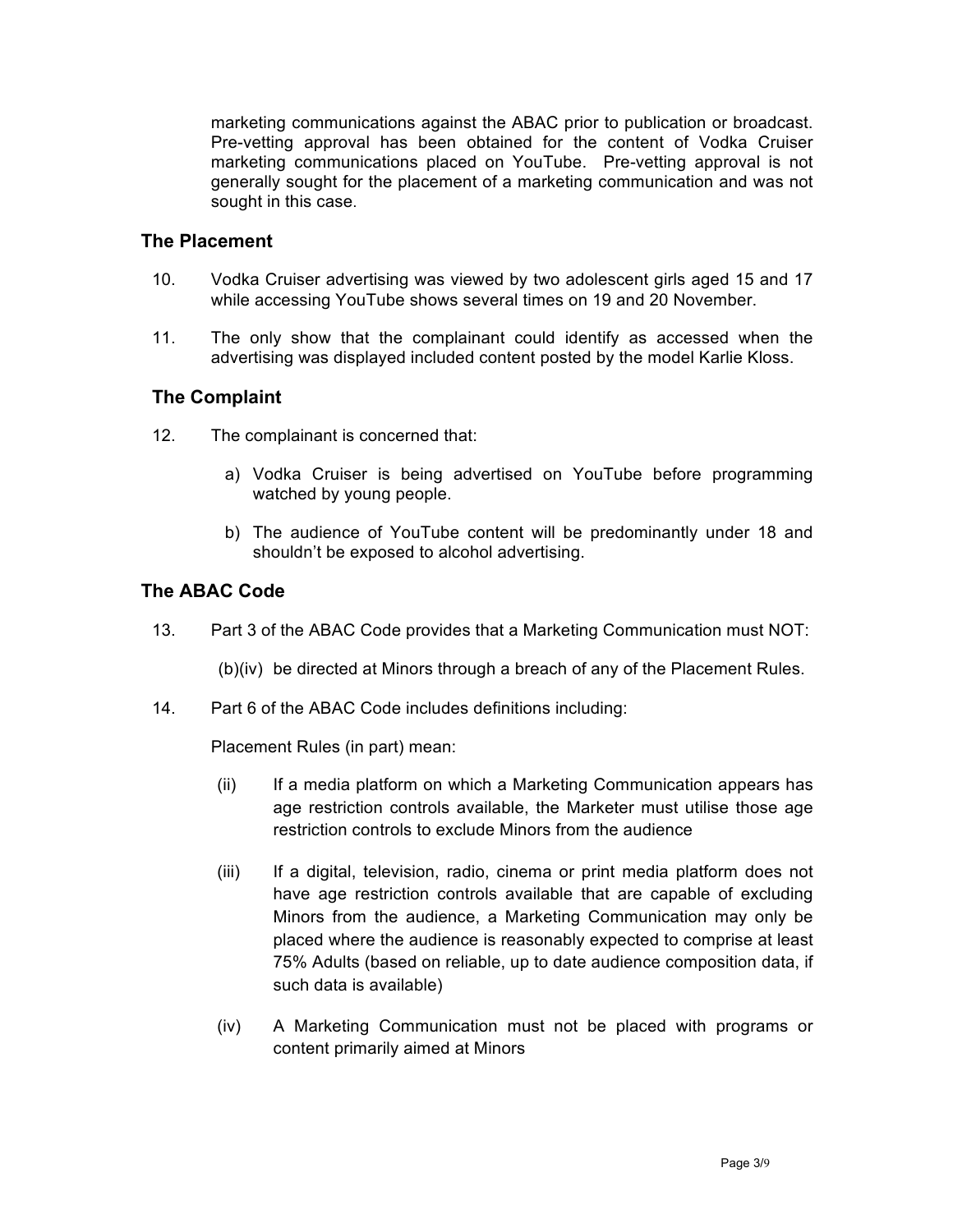marketing communications against the ABAC prior to publication or broadcast. Pre-vetting approval has been obtained for the content of Vodka Cruiser marketing communications placed on YouTube. Pre-vetting approval is not generally sought for the placement of a marketing communication and was not sought in this case.

## The Placement

10. Vodka Cruiser advertising was viewed by two adolescent girls aged 15 and 17 while accessing YouTube shows several times on 19 and 20 November.

11. The only show that the complainant could identify as accessed when the advertising was displayed included content posted by the model Karlie Kloss.

## The Complaint

12. The complainant is concerned that:

    a) Vodka Cruiser is being advertised on YouTube before programming watched by young people.

    b) The audience of YouTube content will be predominantly under 18 and shouldn't be exposed to alcohol advertising.

## The ABAC Code

13. Part 3 of the ABAC Code provides that a Marketing Communication must NOT:

    (b)(iv) be directed at Minors through a breach of any of the Placement Rules.

14. Part 6 of the ABAC Code includes definitions including:

    Placement Rules (in part) mean:

    (ii) If a media platform on which a Marketing Communication appears has age restriction controls available, the Marketer must utilise those age restriction controls to exclude Minors from the audience

    (iii) If a digital, television, radio, cinema or print media platform does not have age restriction controls available that are capable of excluding Minors from the audience, a Marketing Communication may only be placed where the audience is reasonably expected to comprise at least 75% Adults (based on reliable, up to date audience composition data, if such data is available)

    (iv) A Marketing Communication must not be placed with programs or content primarily aimed at Minors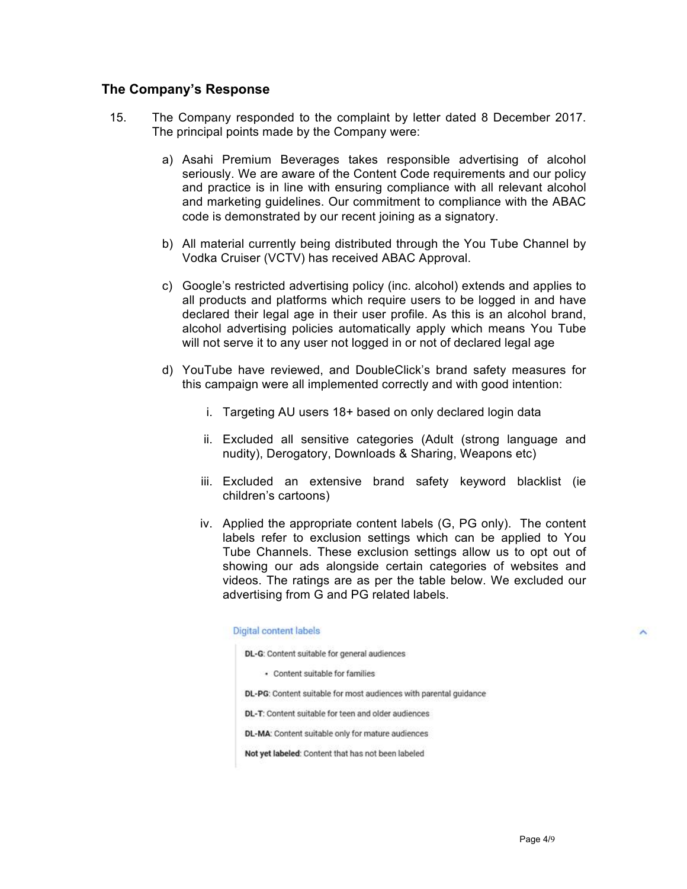## The Company's Response

15. The Company responded to the complaint by letter dated 8 December 2017. The principal points made by the Company were:

    a) Asahi Premium Beverages takes responsible advertising of alcohol seriously. We are aware of the Content Code requirements and our policy and practice is in line with ensuring compliance with all relevant alcohol and marketing guidelines. Our commitment to compliance with the ABAC code is demonstrated by our recent joining as a signatory.

    b) All material currently being distributed through the You Tube Channel by Vodka Cruiser (VCTV) has received ABAC Approval.

    c) Google's restricted advertising policy (inc. alcohol) extends and applies to all products and platforms which require users to be logged in and have declared their legal age in their user profile. As this is an alcohol brand, alcohol advertising policies automatically apply which means You Tube will not serve it to any user not logged in or not of declared legal age

    d) YouTube have reviewed, and DoubleClick's brand safety measures for this campaign were all implemented correctly and with good intention:

        i. Targeting AU users 18+ based on only declared login data

        ii. Excluded all sensitive categories (Adult (strong language and nudity), Derogatory, Downloads & Sharing, Weapons etc)

        iii. Excluded an extensive brand safety keyword blacklist (ie children's cartoons)

        iv. Applied the appropriate content labels (G, PG only). The content labels refer to exclusion settings which can be applied to You Tube Channels. These exclusion settings allow us to opt out of showing our ads alongside certain categories of websites and videos. The ratings are as per the table below. We excluded our advertising from G and PG related labels.

Digital content labels

- **DL-G**: Content suitable for general audiences
  - Content suitable for families
- **DL-PG**: Content suitable for most audiences with parental guidance
- **DL-T**: Content suitable for teen and older audiences
- **DL-MA**: Content suitable only for mature audiences
- **Not yet labeled**: Content that has not been labeled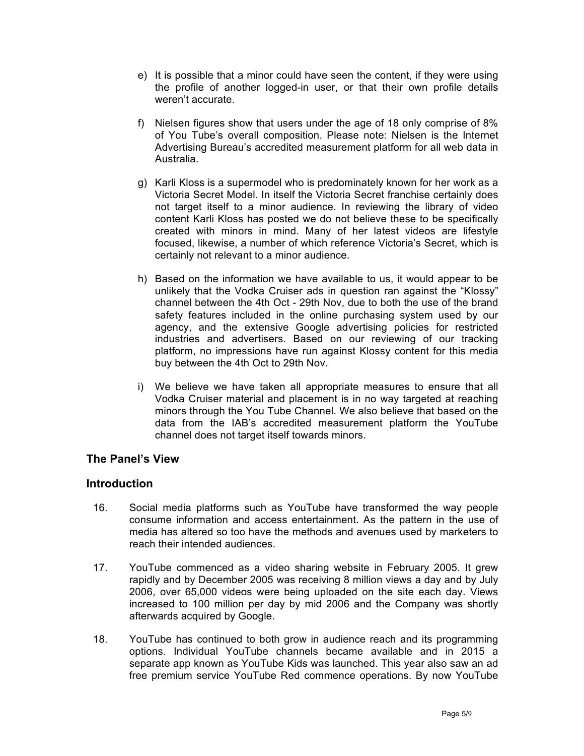e) It is possible that a minor could have seen the content, if they were using the profile of another logged-in user, or that their own profile details weren't accurate.

f) Nielsen figures show that users under the age of 18 only comprise of 8% of You Tube's overall composition. Please note: Nielsen is the Internet Advertising Bureau's accredited measurement platform for all web data in Australia.

g) Karli Kloss is a supermodel who is predominately known for her work as a Victoria Secret Model. In itself the Victoria Secret franchise certainly does not target itself to a minor audience. In reviewing the library of video content Karli Kloss has posted we do not believe these to be specifically created with minors in mind. Many of her latest videos are lifestyle focused, likewise, a number of which reference Victoria's Secret, which is certainly not relevant to a minor audience.

h) Based on the information we have available to us, it would appear to be unlikely that the Vodka Cruiser ads in question ran against the "Klossy" channel between the 4th Oct - 29th Nov, due to both the use of the brand safety features included in the online purchasing system used by our agency, and the extensive Google advertising policies for restricted industries and advertisers. Based on our reviewing of our tracking platform, no impressions have run against Klossy content for this media buy between the 4th Oct to 29th Nov.

i) We believe we have taken all appropriate measures to ensure that all Vodka Cruiser material and placement is in no way targeted at reaching minors through the You Tube Channel. We also believe that based on the data from the IAB's accredited measurement platform the YouTube channel does not target itself towards minors.

## The Panel's View

## Introduction

16. Social media platforms such as YouTube have transformed the way people consume information and access entertainment. As the pattern in the use of media has altered so too have the methods and avenues used by marketers to reach their intended audiences.

17. YouTube commenced as a video sharing website in February 2005. It grew rapidly and by December 2005 was receiving 8 million views a day and by July 2006, over 65,000 videos were being uploaded on the site each day. Views increased to 100 million per day by mid 2006 and the Company was shortly afterwards acquired by Google.

18. YouTube has continued to both grow in audience reach and its programming options. Individual YouTube channels became available and in 2015 a separate app known as YouTube Kids was launched. This year also saw an ad free premium service YouTube Red commence operations. By now YouTube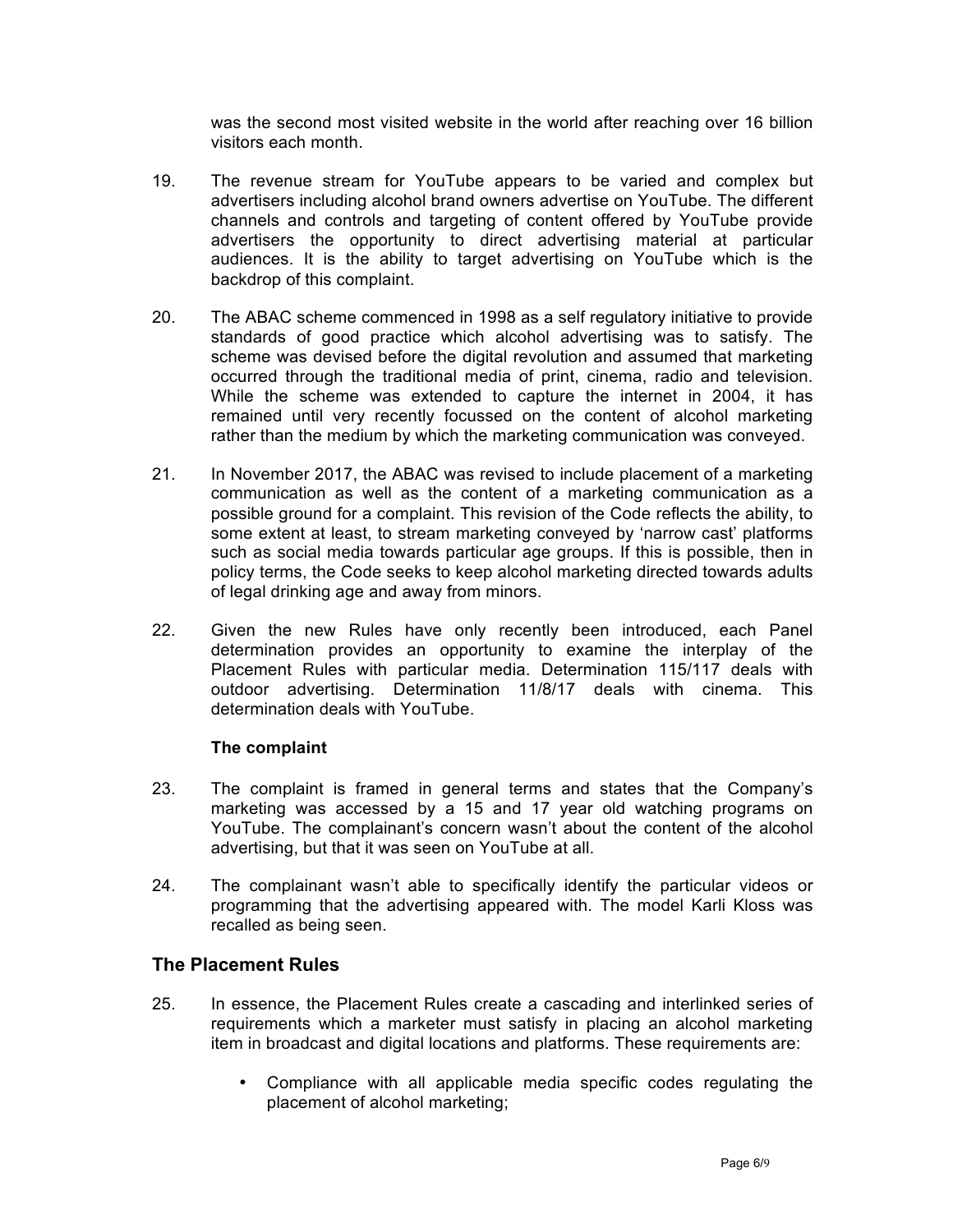was the second most visited website in the world after reaching over 16 billion visitors each month.

19. The revenue stream for YouTube appears to be varied and complex but advertisers including alcohol brand owners advertise on YouTube. The different channels and controls and targeting of content offered by YouTube provide advertisers the opportunity to direct advertising material at particular audiences. It is the ability to target advertising on YouTube which is the backdrop of this complaint.

20. The ABAC scheme commenced in 1998 as a self regulatory initiative to provide standards of good practice which alcohol advertising was to satisfy. The scheme was devised before the digital revolution and assumed that marketing occurred through the traditional media of print, cinema, radio and television. While the scheme was extended to capture the internet in 2004, it has remained until very recently focussed on the content of alcohol marketing rather than the medium by which the marketing communication was conveyed.

21. In November 2017, the ABAC was revised to include placement of a marketing communication as well as the content of a marketing communication as a possible ground for a complaint. This revision of the Code reflects the ability, to some extent at least, to stream marketing conveyed by 'narrow cast' platforms such as social media towards particular age groups. If this is possible, then in policy terms, the Code seeks to keep alcohol marketing directed towards adults of legal drinking age and away from minors.

22. Given the new Rules have only recently been introduced, each Panel determination provides an opportunity to examine the interplay of the Placement Rules with particular media. Determination 115/117 deals with outdoor advertising. Determination 11/8/17 deals with cinema. This determination deals with YouTube.

**The complaint**

23. The complaint is framed in general terms and states that the Company's marketing was accessed by a 15 and 17 year old watching programs on YouTube. The complainant's concern wasn't about the content of the alcohol advertising, but that it was seen on YouTube at all.

24. The complainant wasn't able to specifically identify the particular videos or programming that the advertising appeared with. The model Karli Kloss was recalled as being seen.

## The Placement Rules

25. In essence, the Placement Rules create a cascading and interlinked series of requirements which a marketer must satisfy in placing an alcohol marketing item in broadcast and digital locations and platforms. These requirements are:

   - Compliance with all applicable media specific codes regulating the placement of alcohol marketing;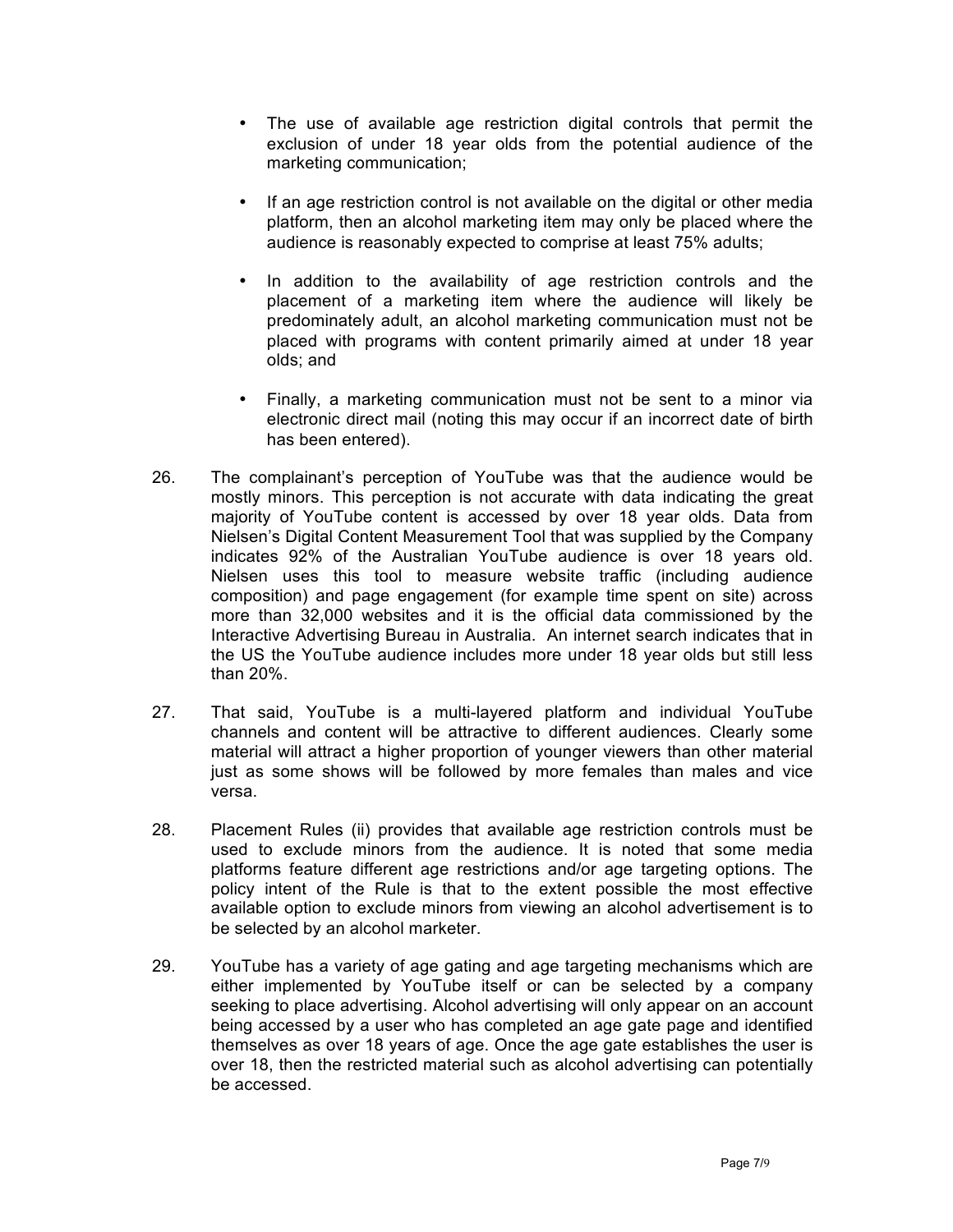- The use of available age restriction digital controls that permit the exclusion of under 18 year olds from the potential audience of the marketing communication;

- If an age restriction control is not available on the digital or other media platform, then an alcohol marketing item may only be placed where the audience is reasonably expected to comprise at least 75% adults;

- In addition to the availability of age restriction controls and the placement of a marketing item where the audience will likely be predominately adult, an alcohol marketing communication must not be placed with programs with content primarily aimed at under 18 year olds; and

- Finally, a marketing communication must not be sent to a minor via electronic direct mail (noting this may occur if an incorrect date of birth has been entered).

26. The complainant's perception of YouTube was that the audience would be mostly minors. This perception is not accurate with data indicating the great majority of YouTube content is accessed by over 18 year olds. Data from Nielsen's Digital Content Measurement Tool that was supplied by the Company indicates 92% of the Australian YouTube audience is over 18 years old. Nielsen uses this tool to measure website traffic (including audience composition) and page engagement (for example time spent on site) across more than 32,000 websites and it is the official data commissioned by the Interactive Advertising Bureau in Australia. An internet search indicates that in the US the YouTube audience includes more under 18 year olds but still less than 20%.

27. That said, YouTube is a multi-layered platform and individual YouTube channels and content will be attractive to different audiences. Clearly some material will attract a higher proportion of younger viewers than other material just as some shows will be followed by more females than males and vice versa.

28. Placement Rules (ii) provides that available age restriction controls must be used to exclude minors from the audience. It is noted that some media platforms feature different age restrictions and/or age targeting options. The policy intent of the Rule is that to the extent possible the most effective available option to exclude minors from viewing an alcohol advertisement is to be selected by an alcohol marketer.

29. YouTube has a variety of age gating and age targeting mechanisms which are either implemented by YouTube itself or can be selected by a company seeking to place advertising. Alcohol advertising will only appear on an account being accessed by a user who has completed an age gate page and identified themselves as over 18 years of age. Once the age gate establishes the user is over 18, then the restricted material such as alcohol advertising can potentially be accessed.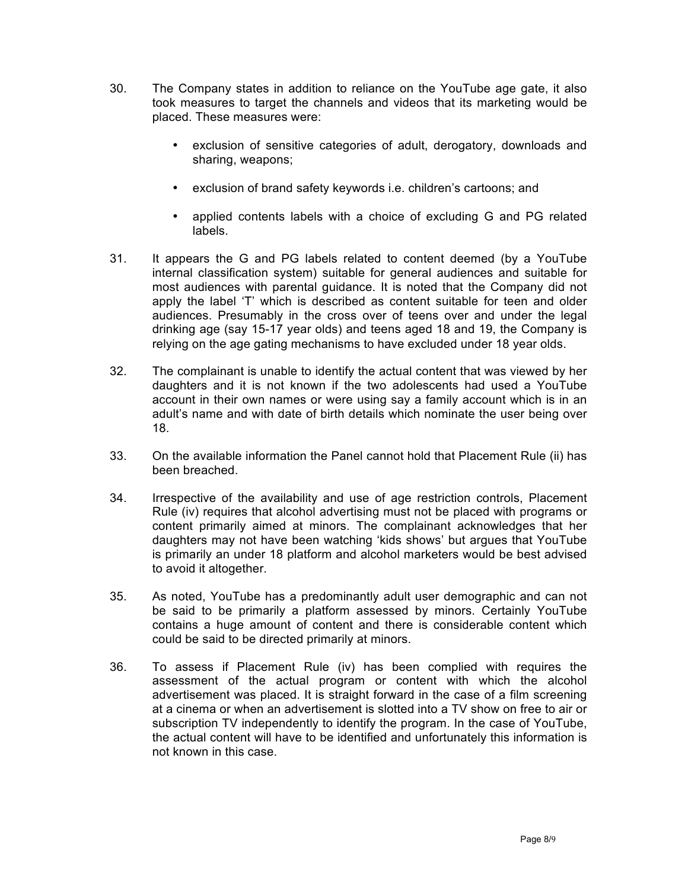30. The Company states in addition to reliance on the YouTube age gate, it also took measures to target the channels and videos that its marketing would be placed. These measures were:

   - exclusion of sensitive categories of adult, derogatory, downloads and sharing, weapons;
   - exclusion of brand safety keywords i.e. children's cartoons; and
   - applied contents labels with a choice of excluding G and PG related labels.

31. It appears the G and PG labels related to content deemed (by a YouTube internal classification system) suitable for general audiences and suitable for most audiences with parental guidance. It is noted that the Company did not apply the label 'T' which is described as content suitable for teen and older audiences. Presumably in the cross over of teens over and under the legal drinking age (say 15-17 year olds) and teens aged 18 and 19, the Company is relying on the age gating mechanisms to have excluded under 18 year olds.

32. The complainant is unable to identify the actual content that was viewed by her daughters and it is not known if the two adolescents had used a YouTube account in their own names or were using say a family account which is in an adult's name and with date of birth details which nominate the user being over 18.

33. On the available information the Panel cannot hold that Placement Rule (ii) has been breached.

34. Irrespective of the availability and use of age restriction controls, Placement Rule (iv) requires that alcohol advertising must not be placed with programs or content primarily aimed at minors. The complainant acknowledges that her daughters may not have been watching 'kids shows' but argues that YouTube is primarily an under 18 platform and alcohol marketers would be best advised to avoid it altogether.

35. As noted, YouTube has a predominantly adult user demographic and can not be said to be primarily a platform assessed by minors. Certainly YouTube contains a huge amount of content and there is considerable content which could be said to be directed primarily at minors.

36. To assess if Placement Rule (iv) has been complied with requires the assessment of the actual program or content with which the alcohol advertisement was placed. It is straight forward in the case of a film screening at a cinema or when an advertisement is slotted into a TV show on free to air or subscription TV independently to identify the program. In the case of YouTube, the actual content will have to be identified and unfortunately this information is not known in this case.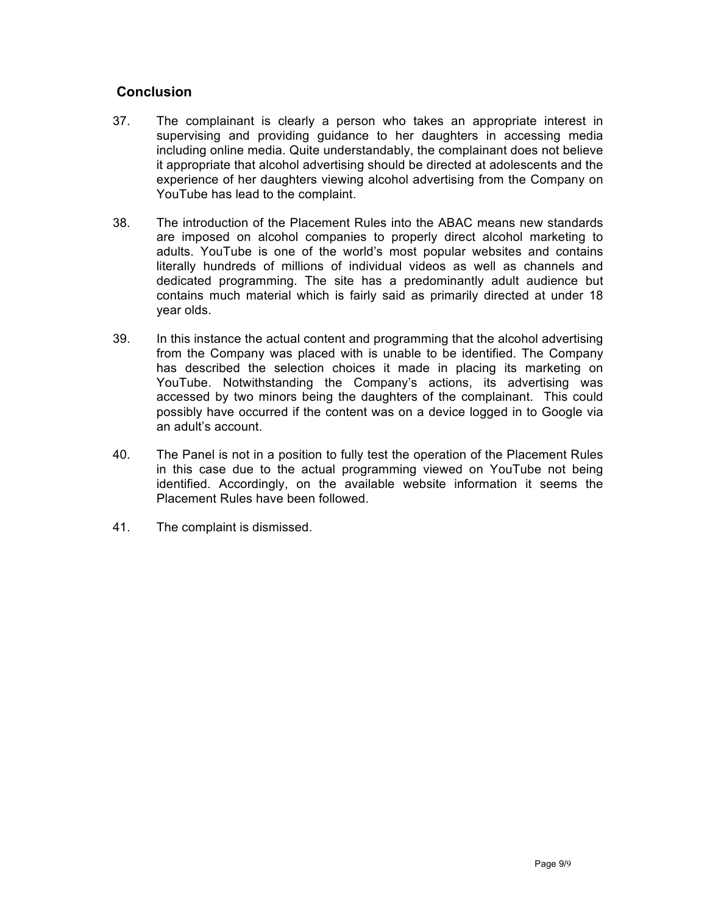## Conclusion

37. The complainant is clearly a person who takes an appropriate interest in supervising and providing guidance to her daughters in accessing media including online media. Quite understandably, the complainant does not believe it appropriate that alcohol advertising should be directed at adolescents and the experience of her daughters viewing alcohol advertising from the Company on YouTube has lead to the complaint.

38. The introduction of the Placement Rules into the ABAC means new standards are imposed on alcohol companies to properly direct alcohol marketing to adults. YouTube is one of the world's most popular websites and contains literally hundreds of millions of individual videos as well as channels and dedicated programming. The site has a predominantly adult audience but contains much material which is fairly said as primarily directed at under 18 year olds.

39. In this instance the actual content and programming that the alcohol advertising from the Company was placed with is unable to be identified. The Company has described the selection choices it made in placing its marketing on YouTube. Notwithstanding the Company's actions, its advertising was accessed by two minors being the daughters of the complainant. This could possibly have occurred if the content was on a device logged in to Google via an adult's account.

40. The Panel is not in a position to fully test the operation of the Placement Rules in this case due to the actual programming viewed on YouTube not being identified. Accordingly, on the available website information it seems the Placement Rules have been followed.

41. The complaint is dismissed.